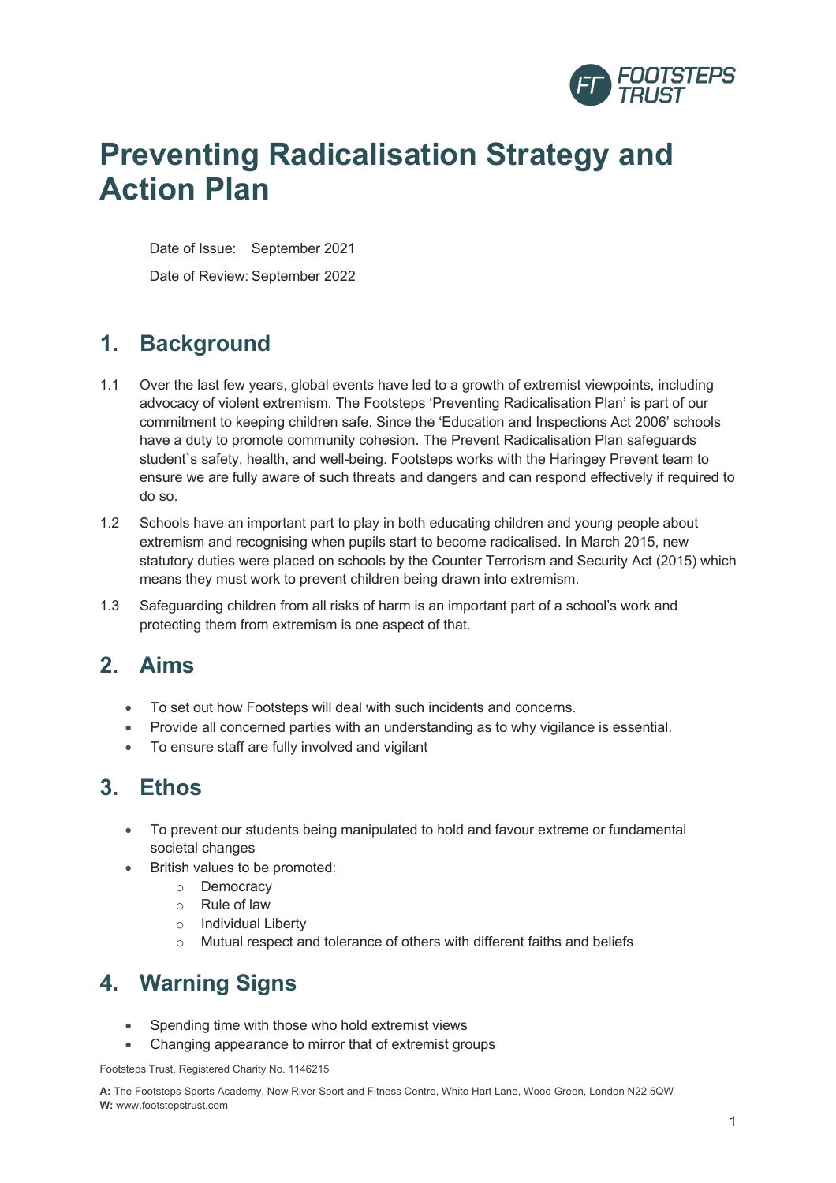# Preventing Radicalisation Strategy and Action Plan

Date of Issue: September 2021

Date of Review: September 2022

## 1. Background

1.1 Over the last few years, global events have led to a growth of extremist viewpoints, including advocacy of violent extremism. The Footsteps 'Preventing Radicalisation Plan' is part of our commitment to keeping children safe. Since the 'Education and Inspections Act 2006' schools have a duty to promote community cohesion. The Prevent Radicalisation Plan safeguards student`s safety, health, and well-being. Footsteps works with the Haringey Prevent team to ensure we are fully aware of such threats and dangers and can respond effectively if required to do so.

1.2 Schools have an important part to play in both educating children and young people about extremism and recognising when pupils start to become radicalised. In March 2015, new statutory duties were placed on schools by the Counter Terrorism and Security Act (2015) which means they must work to prevent children being drawn into extremism.

1.3 Safeguarding children from all risks of harm is an important part of a school's work and protecting them from extremism is one aspect of that.

## 2. Aims

- To set out how Footsteps will deal with such incidents and concerns.
- Provide all concerned parties with an understanding as to why vigilance is essential.
- To ensure staff are fully involved and vigilant

## 3. Ethos

- To prevent our students being manipulated to hold and favour extreme or fundamental societal changes
- British values to be promoted:
    - Democracy
    - Rule of law
    - Individual Liberty
    - Mutual respect and tolerance of others with different faiths and beliefs

## 4. Warning Signs

- Spending time with those who hold extremist views
- Changing appearance to mirror that of extremist groups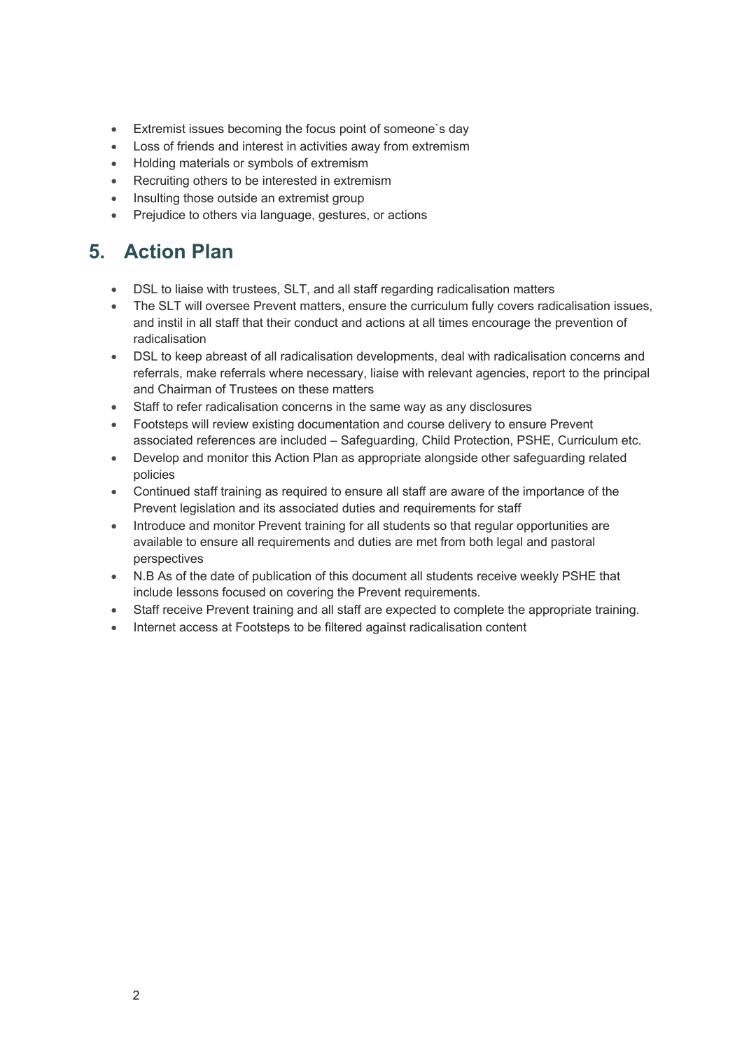- Extremist issues becoming the focus point of someone`s day
- Loss of friends and interest in activities away from extremism
- Holding materials or symbols of extremism
- Recruiting others to be interested in extremism
- Insulting those outside an extremist group
- Prejudice to others via language, gestures, or actions

## 5. Action Plan

- DSL to liaise with trustees, SLT, and all staff regarding radicalisation matters
- The SLT will oversee Prevent matters, ensure the curriculum fully covers radicalisation issues, and instil in all staff that their conduct and actions at all times encourage the prevention of radicalisation
- DSL to keep abreast of all radicalisation developments, deal with radicalisation concerns and referrals, make referrals where necessary, liaise with relevant agencies, report to the principal and Chairman of Trustees on these matters
- Staff to refer radicalisation concerns in the same way as any disclosures
- Footsteps will review existing documentation and course delivery to ensure Prevent associated references are included – Safeguarding, Child Protection, PSHE, Curriculum etc.
- Develop and monitor this Action Plan as appropriate alongside other safeguarding related policies
- Continued staff training as required to ensure all staff are aware of the importance of the Prevent legislation and its associated duties and requirements for staff
- Introduce and monitor Prevent training for all students so that regular opportunities are available to ensure all requirements and duties are met from both legal and pastoral perspectives
- N.B As of the date of publication of this document all students receive weekly PSHE that include lessons focused on covering the Prevent requirements.
- Staff receive Prevent training and all staff are expected to complete the appropriate training.
- Internet access at Footsteps to be filtered against radicalisation content